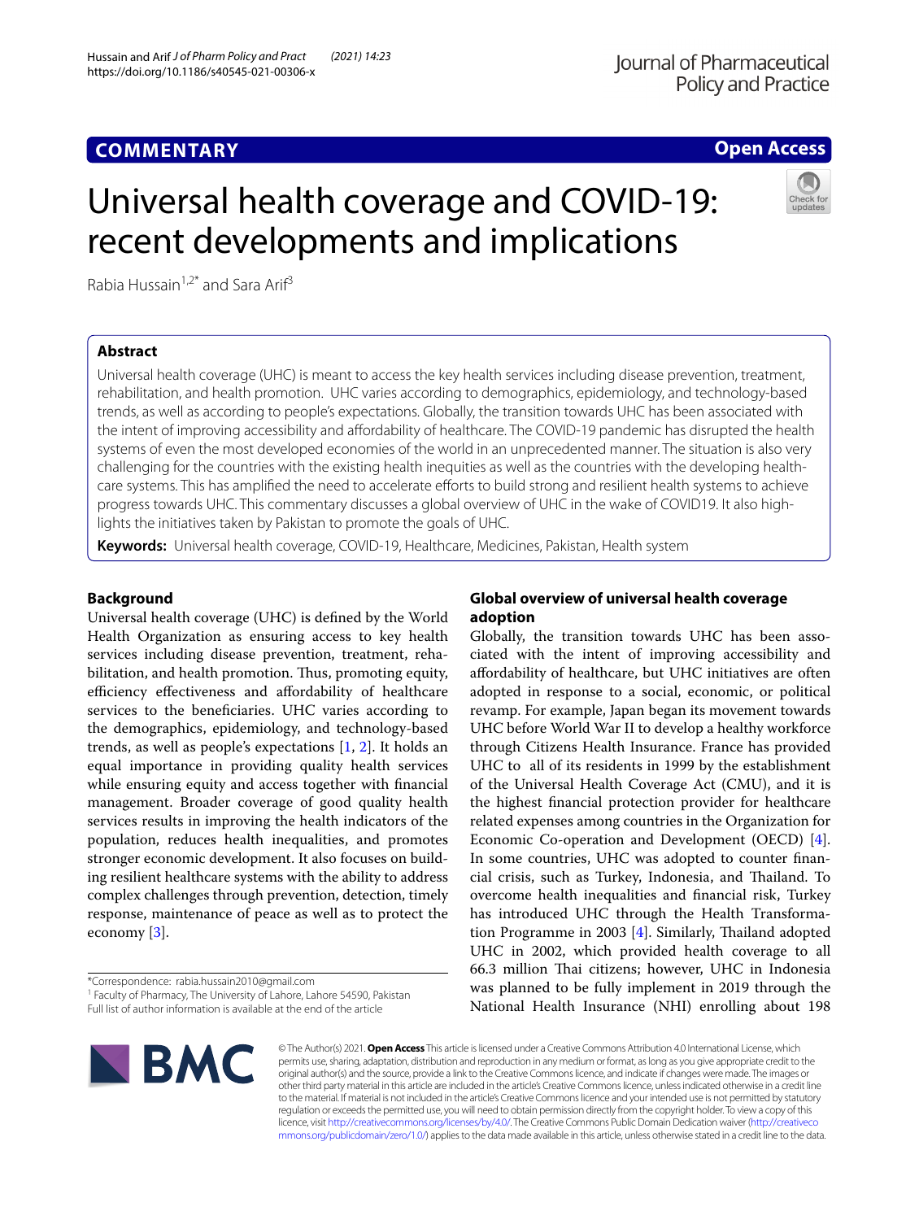COMMENTARY

Open Access

# Universal health coverage and COVID-19: recent developments and implications

Rabia Hussain[1,2*] and Sara Arif[3]

## Abstract

Universal health coverage (UHC) is meant to access the key health services including disease prevention, treatment, rehabilitation, and health promotion. UHC varies according to demographics, epidemiology, and technology-based trends, as well as according to people's expectations. Globally, the transition towards UHC has been associated with the intent of improving accessibility and affordability of healthcare. The COVID-19 pandemic has disrupted the health systems of even the most developed economies of the world in an unprecedented manner. The situation is also very challenging for the countries with the existing health inequities as well as the countries with the developing health-care systems. This has amplified the need to accelerate efforts to build strong and resilient health systems to achieve progress towards UHC. This commentary discusses a global overview of UHC in the wake of COVID19. It also highlights the initiatives taken by Pakistan to promote the goals of UHC.

**Keywords:** Universal health coverage, COVID-19, Healthcare, Medicines, Pakistan, Health system

## Background

Universal health coverage (UHC) is defined by the World Health Organization as ensuring access to key health services including disease prevention, treatment, rehabilitation, and health promotion. Thus, promoting equity, efficiency effectiveness and affordability of healthcare services to the beneficiaries. UHC varies according to the demographics, epidemiology, and technology-based trends, as well as people's expectations [1, 2]. It holds an equal importance in providing quality health services while ensuring equity and access together with financial management. Broader coverage of good quality health services results in improving the health indicators of the population, reduces health inequalities, and promotes stronger economic development. It also focuses on building resilient healthcare systems with the ability to address complex challenges through prevention, detection, timely response, maintenance of peace as well as to protect the economy [3].

## Global overview of universal health coverage adoption

Globally, the transition towards UHC has been associated with the intent of improving accessibility and affordability of healthcare, but UHC initiatives are often adopted in response to a social, economic, or political revamp. For example, Japan began its movement towards UHC before World War II to develop a healthy workforce through Citizens Health Insurance. France has provided UHC to all of its residents in 1999 by the establishment of the Universal Health Coverage Act (CMU), and it is the highest financial protection provider for healthcare related expenses among countries in the Organization for Economic Co-operation and Development (OECD) [4]. In some countries, UHC was adopted to counter financial crisis, such as Turkey, Indonesia, and Thailand. To overcome health inequalities and financial risk, Turkey has introduced UHC through the Health Transformation Programme in 2003 [4]. Similarly, Thailand adopted UHC in 2002, which provided health coverage to all 66.3 million Thai citizens; however, UHC in Indonesia was planned to be fully implement in 2019 through the National Health Insurance (NHI) enrolling about 198

*Correspondence: rabia.hussain2010@gmail.com
[1] Faculty of Pharmacy, The University of Lahore, Lahore 54590, Pakistan
Full list of author information is available at the end of the article

© The Author(s) 2021. **Open Access** This article is licensed under a Creative Commons Attribution 4.0 International License, which permits use, sharing, adaptation, distribution and reproduction in any medium or format, as long as you give appropriate credit to the original author(s) and the source, provide a link to the Creative Commons licence, and indicate if changes were made. The images or other third party material in this article are included in the article's Creative Commons licence, unless indicated otherwise in a credit line to the material. If material is not included in the article's Creative Commons licence and your intended use is not permitted by statutory regulation or exceeds the permitted use, you will need to obtain permission directly from the copyright holder. To view a copy of this licence, visit http://creativecommons.org/licenses/by/4.0/. The Creative Commons Public Domain Dedication waiver (http://creativecommons.org/publicdomain/zero/1.0/) applies to the data made available in this article, unless otherwise stated in a credit line to the data.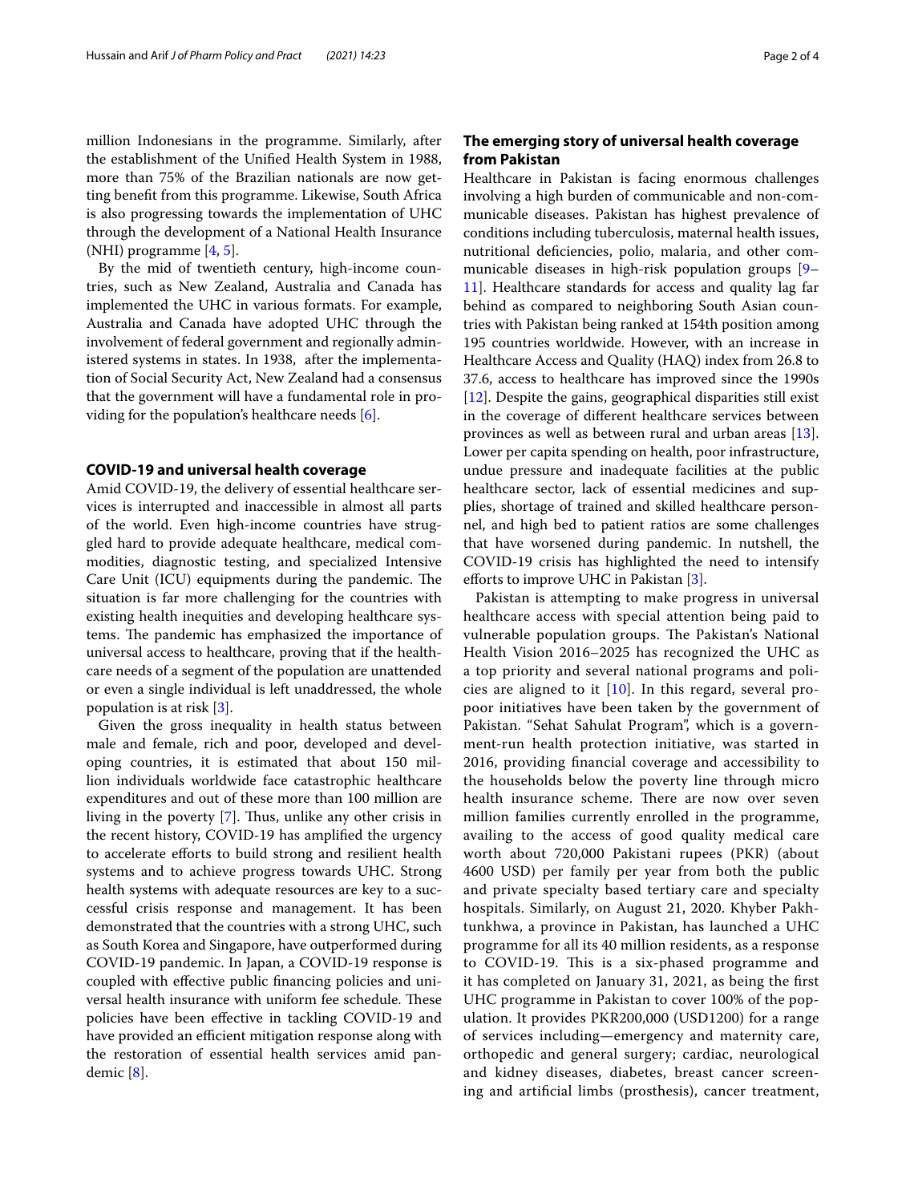million Indonesians in the programme. Similarly, after the establishment of the Unified Health System in 1988, more than 75% of the Brazilian nationals are now getting benefit from this programme. Likewise, South Africa is also progressing towards the implementation of UHC through the development of a National Health Insurance (NHI) programme [4, 5].

By the mid of twentieth century, high-income countries, such as New Zealand, Australia and Canada has implemented the UHC in various formats. For example, Australia and Canada have adopted UHC through the involvement of federal government and regionally administered systems in states. In 1938, after the implementation of Social Security Act, New Zealand had a consensus that the government will have a fundamental role in providing for the population's healthcare needs [6].

## COVID-19 and universal health coverage

Amid COVID-19, the delivery of essential healthcare services is interrupted and inaccessible in almost all parts of the world. Even high-income countries have struggled hard to provide adequate healthcare, medical commodities, diagnostic testing, and specialized Intensive Care Unit (ICU) equipments during the pandemic. The situation is far more challenging for the countries with existing health inequities and developing healthcare systems. The pandemic has emphasized the importance of universal access to healthcare, proving that if the healthcare needs of a segment of the population are unattended or even a single individual is left unaddressed, the whole population is at risk [3].

Given the gross inequality in health status between male and female, rich and poor, developed and developing countries, it is estimated that about 150 million individuals worldwide face catastrophic healthcare expenditures and out of these more than 100 million are living in the poverty [7]. Thus, unlike any other crisis in the recent history, COVID-19 has amplified the urgency to accelerate efforts to build strong and resilient health systems and to achieve progress towards UHC. Strong health systems with adequate resources are key to a successful crisis response and management. It has been demonstrated that the countries with a strong UHC, such as South Korea and Singapore, have outperformed during COVID-19 pandemic. In Japan, a COVID-19 response is coupled with effective public financing policies and universal health insurance with uniform fee schedule. These policies have been effective in tackling COVID-19 and have provided an efficient mitigation response along with the restoration of essential health services amid pandemic [8].

## The emerging story of universal health coverage from Pakistan

Healthcare in Pakistan is facing enormous challenges involving a high burden of communicable and non-communicable diseases. Pakistan has highest prevalence of conditions including tuberculosis, maternal health issues, nutritional deficiencies, polio, malaria, and other communicable diseases in high-risk population groups [9–11]. Healthcare standards for access and quality lag far behind as compared to neighboring South Asian countries with Pakistan being ranked at 154th position among 195 countries worldwide. However, with an increase in Healthcare Access and Quality (HAQ) index from 26.8 to 37.6, access to healthcare has improved since the 1990s [12]. Despite the gains, geographical disparities still exist in the coverage of different healthcare services between provinces as well as between rural and urban areas [13]. Lower per capita spending on health, poor infrastructure, undue pressure and inadequate facilities at the public healthcare sector, lack of essential medicines and supplies, shortage of trained and skilled healthcare personnel, and high bed to patient ratios are some challenges that have worsened during pandemic. In nutshell, the COVID-19 crisis has highlighted the need to intensify efforts to improve UHC in Pakistan [3].

Pakistan is attempting to make progress in universal healthcare access with special attention being paid to vulnerable population groups. The Pakistan's National Health Vision 2016–2025 has recognized the UHC as a top priority and several national programs and policies are aligned to it [10]. In this regard, several pro-poor initiatives have been taken by the government of Pakistan. "Sehat Sahulat Program", which is a government-run health protection initiative, was started in 2016, providing financial coverage and accessibility to the households below the poverty line through micro health insurance scheme. There are now over seven million families currently enrolled in the programme, availing to the access of good quality medical care worth about 720,000 Pakistani rupees (PKR) (about 4600 USD) per family per year from both the public and private specialty based tertiary care and specialty hospitals. Similarly, on August 21, 2020. Khyber Pakhtunkhwa, a province in Pakistan, has launched a UHC programme for all its 40 million residents, as a response to COVID-19. This is a six-phased programme and it has completed on January 31, 2021, as being the first UHC programme in Pakistan to cover 100% of the population. It provides PKR200,000 (USD1200) for a range of services including—emergency and maternity care, orthopedic and general surgery; cardiac, neurological and kidney diseases, diabetes, breast cancer screening and artificial limbs (prosthesis), cancer treatment,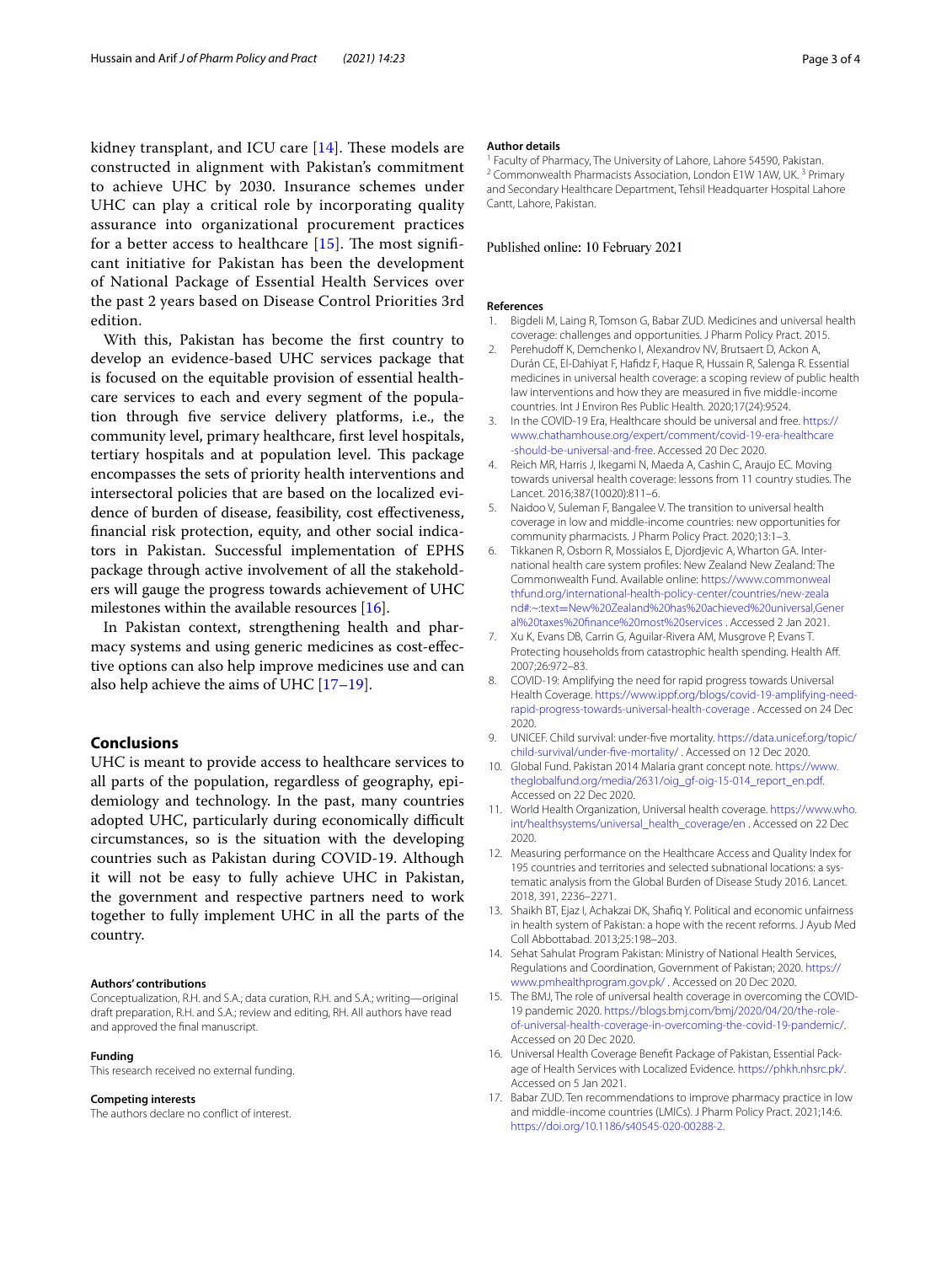kidney transplant, and ICU care [14]. These models are constructed in alignment with Pakistan's commitment to achieve UHC by 2030. Insurance schemes under UHC can play a critical role by incorporating quality assurance into organizational procurement practices for a better access to healthcare [15]. The most significant initiative for Pakistan has been the development of National Package of Essential Health Services over the past 2 years based on Disease Control Priorities 3rd edition.

With this, Pakistan has become the first country to develop an evidence-based UHC services package that is focused on the equitable provision of essential healthcare services to each and every segment of the population through five service delivery platforms, i.e., the community level, primary healthcare, first level hospitals, tertiary hospitals and at population level. This package encompasses the sets of priority health interventions and intersectoral policies that are based on the localized evidence of burden of disease, feasibility, cost effectiveness, financial risk protection, equity, and other social indicators in Pakistan. Successful implementation of EPHS package through active involvement of all the stakeholders will gauge the progress towards achievement of UHC milestones within the available resources [16].

In Pakistan context, strengthening health and pharmacy systems and using generic medicines as cost-effective options can also help improve medicines use and can also help achieve the aims of UHC [17–19].

## Conclusions

UHC is meant to provide access to healthcare services to all parts of the population, regardless of geography, epidemiology and technology. In the past, many countries adopted UHC, particularly during economically difficult circumstances, so is the situation with the developing countries such as Pakistan during COVID-19. Although it will not be easy to fully achieve UHC in Pakistan, the government and respective partners need to work together to fully implement UHC in all the parts of the country.

#### Authors' contributions

Conceptualization, R.H. and S.A.; data curation, R.H. and S.A.; writing—original draft preparation, R.H. and S.A.; review and editing, RH. All authors have read and approved the final manuscript.

#### Funding

This research received no external funding.

#### Competing interests

The authors declare no conflict of interest.

#### Author details

[1] Faculty of Pharmacy, The University of Lahore, Lahore 54590, Pakistan. [2] Commonwealth Pharmacists Association, London E1W 1AW, UK. [3] Primary and Secondary Healthcare Department, Tehsil Headquarter Hospital Lahore Cantt, Lahore, Pakistan.

Published online: 10 February 2021

#### References

1. Bigdeli M, Laing R, Tomson G, Babar ZUD. Medicines and universal health coverage: challenges and opportunities. J Pharm Policy Pract. 2015.
2. Perehudoff K, Demchenko I, Alexandrov NV, Brutsaert D, Ackon A, Durán CE, El-Dahiyat F, Hafidz F, Haque R, Hussain R, Salenga R. Essential medicines in universal health coverage: a scoping review of public health law interventions and how they are measured in five middle-income countries. Int J Environ Res Public Health. 2020;17(24):9524.
3. In the COVID-19 Era, Healthcare should be universal and free. https://www.chathamhouse.org/expert/comment/covid-19-era-healthcare-should-be-universal-and-free. Accessed 20 Dec 2020.
4. Reich MR, Harris J, Ikegami N, Maeda A, Cashin C, Araujo EC. Moving towards universal health coverage: lessons from 11 country studies. The Lancet. 2016;387(10020):811–6.
5. Naidoo V, Suleman F, Bangalee V. The transition to universal health coverage in low and middle-income countries: new opportunities for community pharmacists. J Pharm Policy Pract. 2020;13:1–3.
6. Tikkanen R, Osborn R, Mossialos E, Djordjevic A, Wharton GA. International health care system profiles: New Zealand New Zealand: The Commonwealth Fund. Available online: https://www.commonwealthfund.org/international-health-policy-center/countries/new-zealand#:~:text=New%20Zealand%20has%20achieved%20universal,General%20taxes%20finance%20most%20services . Accessed 2 Jan 2021.
7. Xu K, Evans DB, Carrin G, Aguilar-Rivera AM, Musgrove P, Evans T. Protecting households from catastrophic health spending. Health Aff. 2007;26:972–83.
8. COVID-19: Amplifying the need for rapid progress towards Universal Health Coverage. https://www.ippf.org/blogs/covid-19-amplifying-need-rapid-progress-towards-universal-health-coverage . Accessed on 24 Dec 2020.
9. UNICEF. Child survival: under-five mortality. https://data.unicef.org/topic/child-survival/under-five-mortality/ . Accessed on 12 Dec 2020.
10. Global Fund. Pakistan 2014 Malaria grant concept note. https://www.theglobalfund.org/media/2631/oig_gf-oig-15-014_report_en.pdf. Accessed on 22 Dec 2020.
11. World Health Organization, Universal health coverage. https://www.who.int/healthsystems/universal_health_coverage/en . Accessed on 22 Dec 2020.
12. Measuring performance on the Healthcare Access and Quality Index for 195 countries and territories and selected subnational locations: a systematic analysis from the Global Burden of Disease Study 2016. Lancet. 2018, 391, 2236–2271.
13. Shaikh BT, Ejaz I, Achakzai DK, Shafiq Y. Political and economic unfairness in health system of Pakistan: a hope with the recent reforms. J Ayub Med Coll Abbottabad. 2013;25:198–203.
14. Sehat Sahulat Program Pakistan: Ministry of National Health Services, Regulations and Coordination, Government of Pakistan; 2020. https://www.pmhealthprogram.gov.pk/ . Accessed on 20 Dec 2020.
15. The BMJ, The role of universal health coverage in overcoming the COVID-19 pandemic 2020. https://blogs.bmj.com/bmj/2020/04/20/the-role-of-universal-health-coverage-in-overcoming-the-covid-19-pandemic/. Accessed on 20 Dec 2020.
16. Universal Health Coverage Benefit Package of Pakistan, Essential Package of Health Services with Localized Evidence. https://phkh.nhsrc.pk/. Accessed on 5 Jan 2021.
17. Babar ZUD. Ten recommendations to improve pharmacy practice in low and middle-income countries (LMICs). J Pharm Policy Pract. 2021;14:6. https://doi.org/10.1186/s40545-020-00288-2.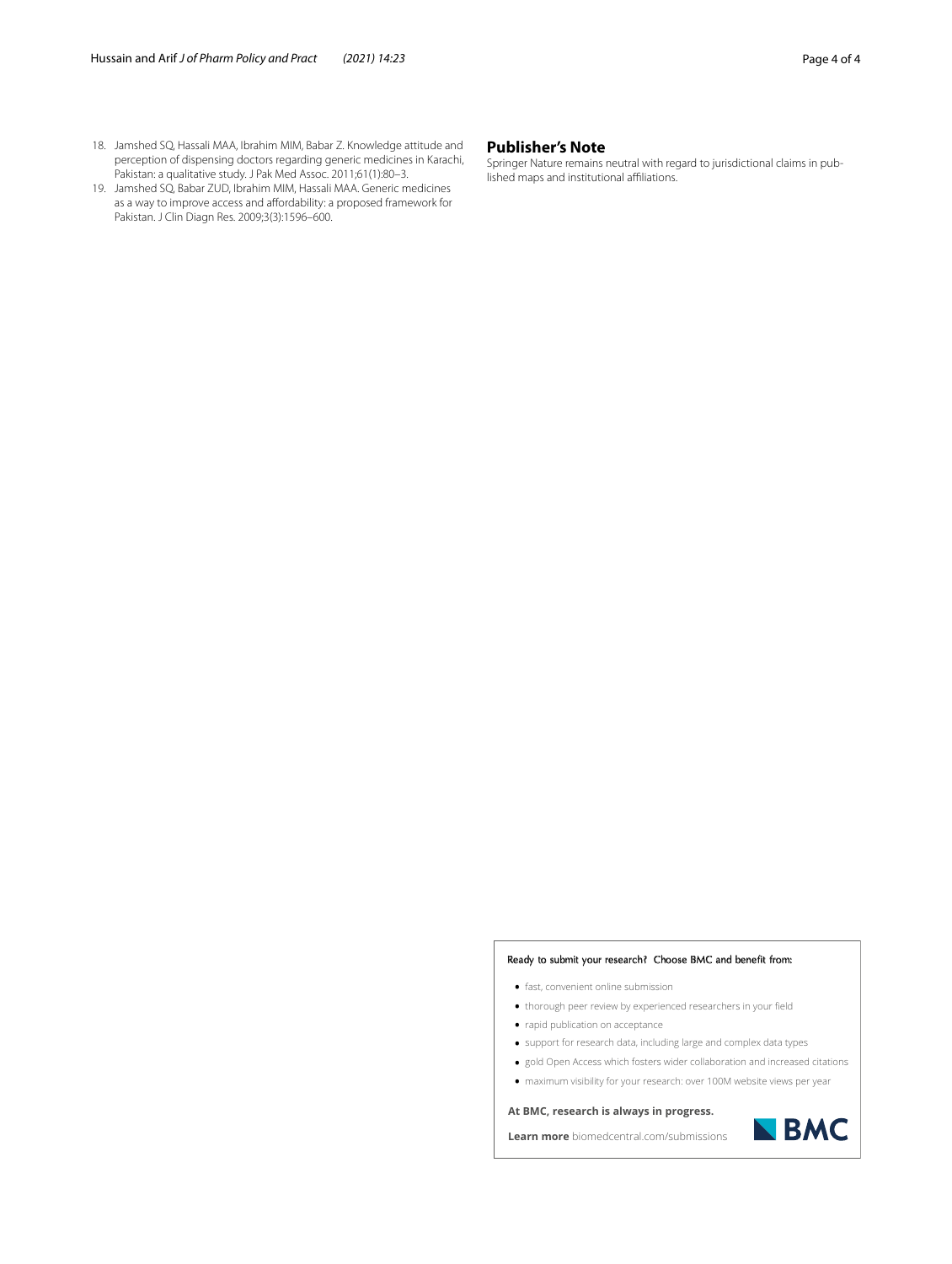18. Jamshed SQ, Hassali MAA, Ibrahim MIM, Babar Z. Knowledge attitude and perception of dispensing doctors regarding generic medicines in Karachi, Pakistan: a qualitative study. J Pak Med Assoc. 2011;61(1):80–3.
19. Jamshed SQ, Babar ZUD, Ibrahim MIM, Hassali MAA. Generic medicines as a way to improve access and affordability: a proposed framework for Pakistan. J Clin Diagn Res. 2009;3(3):1596–600.

## Publisher's Note

Springer Nature remains neutral with regard to jurisdictional claims in published maps and institutional affiliations.

Ready to submit your research? Choose BMC and benefit from:

- fast, convenient online submission
- thorough peer review by experienced researchers in your field
- rapid publication on acceptance
- support for research data, including large and complex data types
- gold Open Access which fosters wider collaboration and increased citations
- maximum visibility for your research: over 100M website views per year

**At BMC, research is always in progress.**

**Learn more** biomedcentral.com/submissions

BMC